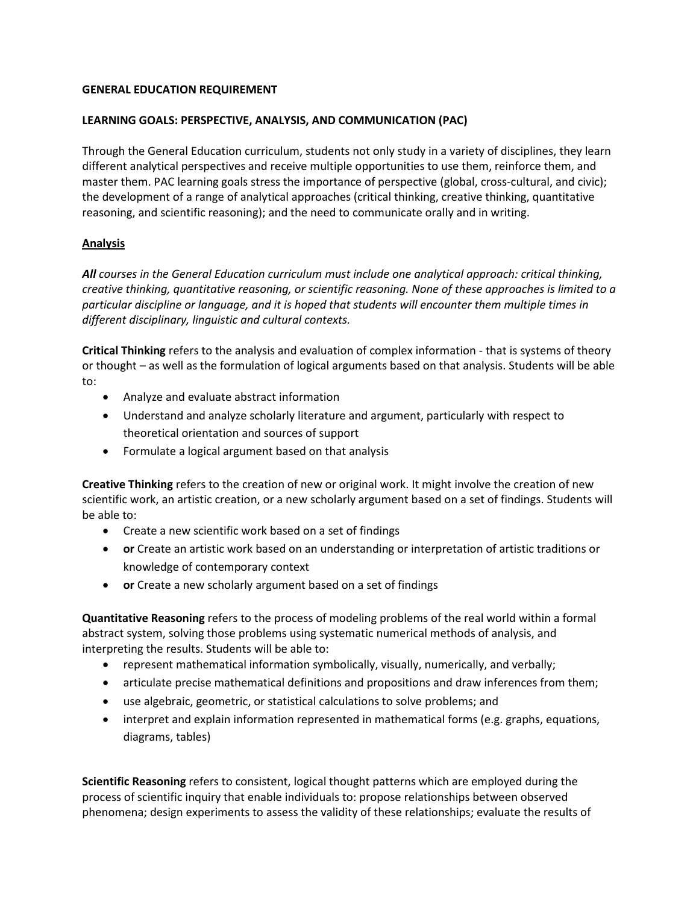**GENERAL EDUCATION REQUIREMENT**

**LEARNING GOALS: PERSPECTIVE, ANALYSIS, AND COMMUNICATION (PAC)**

Through the General Education curriculum, students not only study in a variety of disciplines, they learn different analytical perspectives and receive multiple opportunities to use them, reinforce them, and master them. PAC learning goals stress the importance of perspective (global, cross-cultural, and civic); the development of a range of analytical approaches (critical thinking, creative thinking, quantitative reasoning, and scientific reasoning); and the need to communicate orally and in writing.

## Analysis

***All*** *courses in the General Education curriculum must include one analytical approach: critical thinking, creative thinking, quantitative reasoning, or scientific reasoning. None of these approaches is limited to a particular discipline or language, and it is hoped that students will encounter them multiple times in different disciplinary, linguistic and cultural contexts.*

**Critical Thinking** refers to the analysis and evaluation of complex information - that is systems of theory or thought – as well as the formulation of logical arguments based on that analysis. Students will be able to:

- Analyze and evaluate abstract information
- Understand and analyze scholarly literature and argument, particularly with respect to theoretical orientation and sources of support
- Formulate a logical argument based on that analysis

**Creative Thinking** refers to the creation of new or original work. It might involve the creation of new scientific work, an artistic creation, or a new scholarly argument based on a set of findings. Students will be able to:

- Create a new scientific work based on a set of findings
- **or** Create an artistic work based on an understanding or interpretation of artistic traditions or knowledge of contemporary context
- **or** Create a new scholarly argument based on a set of findings

**Quantitative Reasoning** refers to the process of modeling problems of the real world within a formal abstract system, solving those problems using systematic numerical methods of analysis, and interpreting the results. Students will be able to:

- represent mathematical information symbolically, visually, numerically, and verbally;
- articulate precise mathematical definitions and propositions and draw inferences from them;
- use algebraic, geometric, or statistical calculations to solve problems; and
- interpret and explain information represented in mathematical forms (e.g. graphs, equations, diagrams, tables)

**Scientific Reasoning** refers to consistent, logical thought patterns which are employed during the process of scientific inquiry that enable individuals to: propose relationships between observed phenomena; design experiments to assess the validity of these relationships; evaluate the results of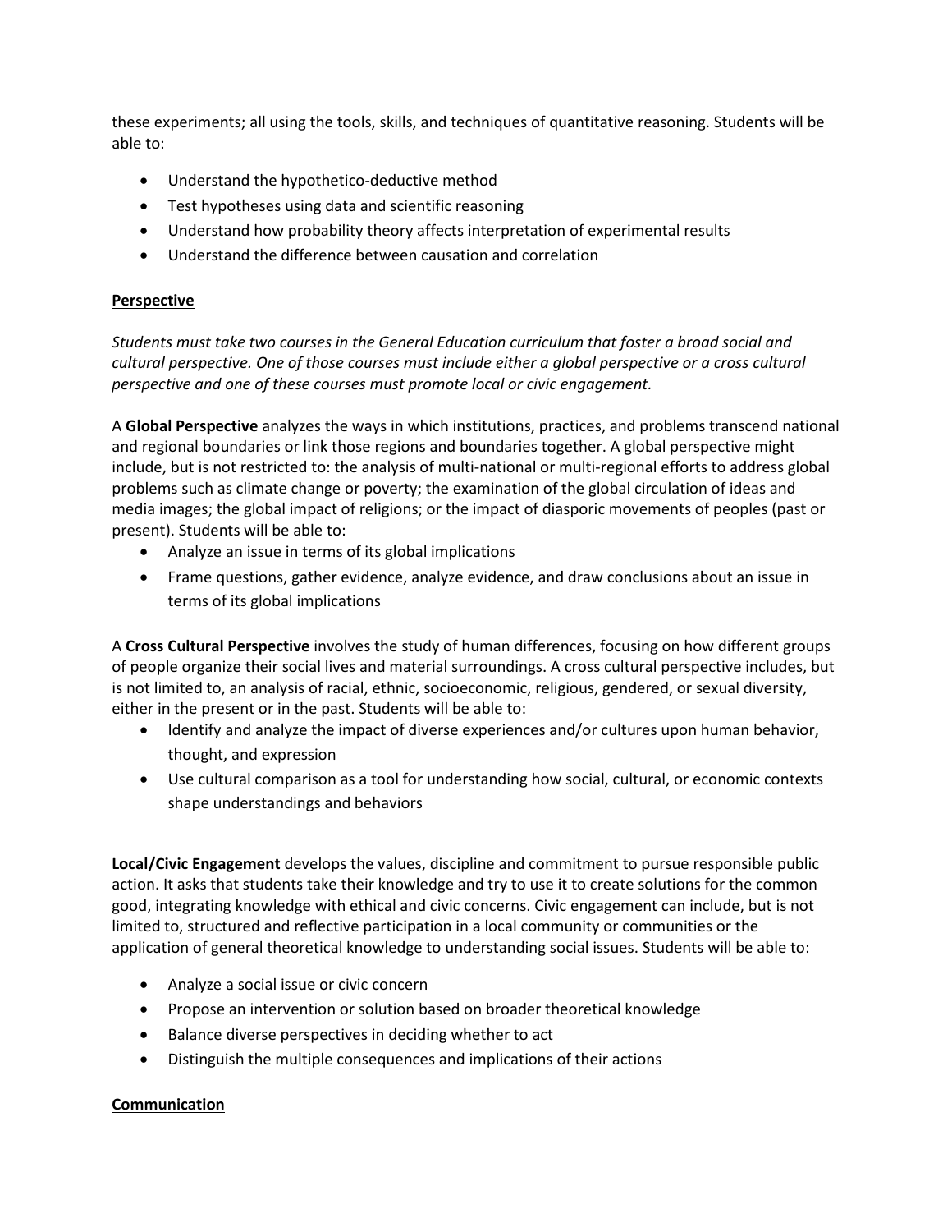these experiments; all using the tools, skills, and techniques of quantitative reasoning. Students will be able to:

- Understand the hypothetico-deductive method
- Test hypotheses using data and scientific reasoning
- Understand how probability theory affects interpretation of experimental results
- Understand the difference between causation and correlation

## Perspective

*Students must take two courses in the General Education curriculum that foster a broad social and cultural perspective. One of those courses must include either a global perspective or a cross cultural perspective and one of these courses must promote local or civic engagement.*

A **Global Perspective** analyzes the ways in which institutions, practices, and problems transcend national and regional boundaries or link those regions and boundaries together. A global perspective might include, but is not restricted to: the analysis of multi-national or multi-regional efforts to address global problems such as climate change or poverty; the examination of the global circulation of ideas and media images; the global impact of religions; or the impact of diasporic movements of peoples (past or present). Students will be able to:

- Analyze an issue in terms of its global implications
- Frame questions, gather evidence, analyze evidence, and draw conclusions about an issue in terms of its global implications

A **Cross Cultural Perspective** involves the study of human differences, focusing on how different groups of people organize their social lives and material surroundings. A cross cultural perspective includes, but is not limited to, an analysis of racial, ethnic, socioeconomic, religious, gendered, or sexual diversity, either in the present or in the past. Students will be able to:

- Identify and analyze the impact of diverse experiences and/or cultures upon human behavior, thought, and expression
- Use cultural comparison as a tool for understanding how social, cultural, or economic contexts shape understandings and behaviors

**Local/Civic Engagement** develops the values, discipline and commitment to pursue responsible public action. It asks that students take their knowledge and try to use it to create solutions for the common good, integrating knowledge with ethical and civic concerns. Civic engagement can include, but is not limited to, structured and reflective participation in a local community or communities or the application of general theoretical knowledge to understanding social issues. Students will be able to:

- Analyze a social issue or civic concern
- Propose an intervention or solution based on broader theoretical knowledge
- Balance diverse perspectives in deciding whether to act
- Distinguish the multiple consequences and implications of their actions

## Communication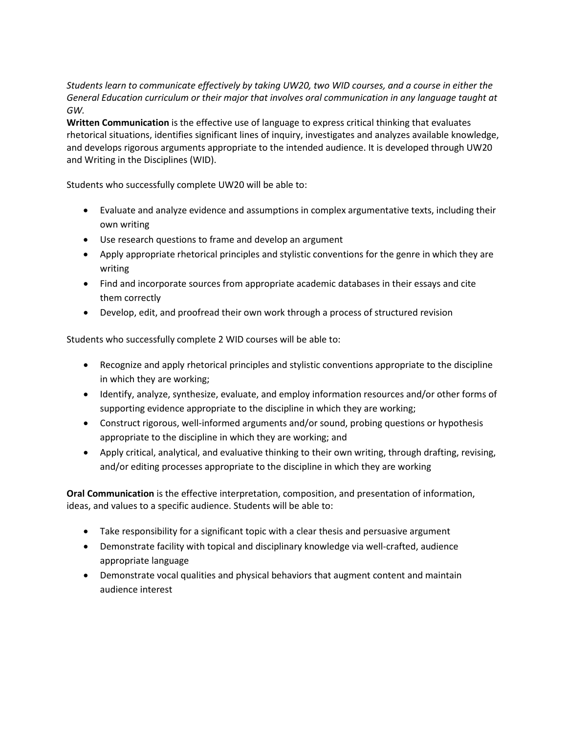*Students learn to communicate effectively by taking UW20, two WID courses, and a course in either the General Education curriculum or their major that involves oral communication in any language taught at GW.*

**Written Communication** is the effective use of language to express critical thinking that evaluates rhetorical situations, identifies significant lines of inquiry, investigates and analyzes available knowledge, and develops rigorous arguments appropriate to the intended audience. It is developed through UW20 and Writing in the Disciplines (WID).

Students who successfully complete UW20 will be able to:

- Evaluate and analyze evidence and assumptions in complex argumentative texts, including their own writing
- Use research questions to frame and develop an argument
- Apply appropriate rhetorical principles and stylistic conventions for the genre in which they are writing
- Find and incorporate sources from appropriate academic databases in their essays and cite them correctly
- Develop, edit, and proofread their own work through a process of structured revision

Students who successfully complete 2 WID courses will be able to:

- Recognize and apply rhetorical principles and stylistic conventions appropriate to the discipline in which they are working;
- Identify, analyze, synthesize, evaluate, and employ information resources and/or other forms of supporting evidence appropriate to the discipline in which they are working;
- Construct rigorous, well-informed arguments and/or sound, probing questions or hypothesis appropriate to the discipline in which they are working; and
- Apply critical, analytical, and evaluative thinking to their own writing, through drafting, revising, and/or editing processes appropriate to the discipline in which they are working

**Oral Communication** is the effective interpretation, composition, and presentation of information, ideas, and values to a specific audience. Students will be able to:

- Take responsibility for a significant topic with a clear thesis and persuasive argument
- Demonstrate facility with topical and disciplinary knowledge via well-crafted, audience appropriate language
- Demonstrate vocal qualities and physical behaviors that augment content and maintain audience interest